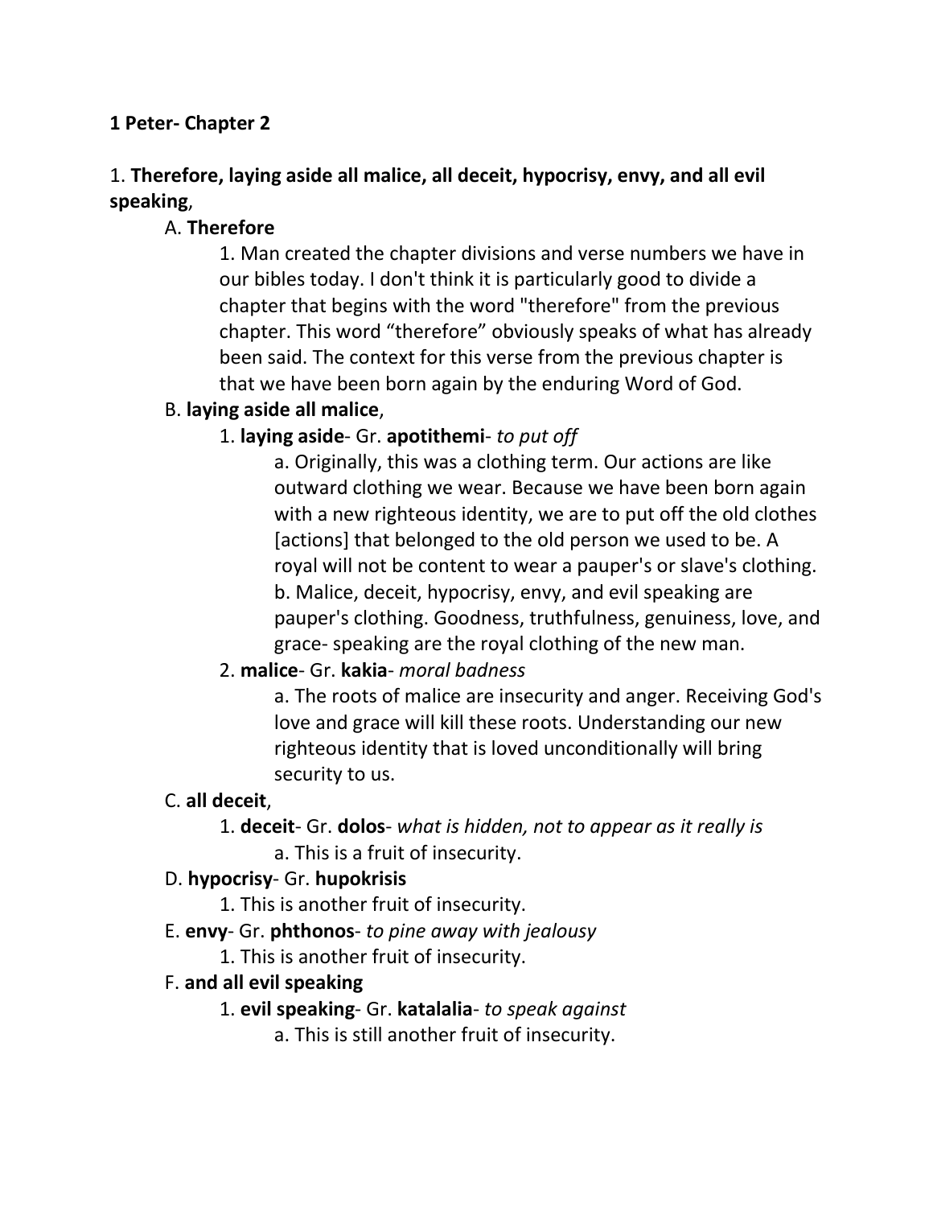**1 Peter- Chapter 2**

1. **Therefore, laying aside all malice, all deceit, hypocrisy, envy, and all evil speaking**,

- A. **Therefore**
  - 1. Man created the chapter divisions and verse numbers we have in our bibles today. I don't think it is particularly good to divide a chapter that begins with the word "therefore" from the previous chapter. This word "therefore" obviously speaks of what has already been said. The context for this verse from the previous chapter is that we have been born again by the enduring Word of God.
- B. **laying aside all malice**,
  - 1. **laying aside**- Gr. **apotithemi**- *to put off*
    - a. Originally, this was a clothing term. Our actions are like outward clothing we wear. Because we have been born again with a new righteous identity, we are to put off the old clothes [actions] that belonged to the old person we used to be. A royal will not be content to wear a pauper's or slave's clothing.
    - b. Malice, deceit, hypocrisy, envy, and evil speaking are pauper's clothing. Goodness, truthfulness, genuiness, love, and grace- speaking are the royal clothing of the new man.
  - 2. **malice**- Gr. **kakia**- *moral badness*
    - a. The roots of malice are insecurity and anger. Receiving God's love and grace will kill these roots. Understanding our new righteous identity that is loved unconditionally will bring security to us.
- C. **all deceit**,
  - 1. **deceit**- Gr. **dolos**- *what is hidden, not to appear as it really is*
    - a. This is a fruit of insecurity.
- D. **hypocrisy**- Gr. **hupokrisis**
  - 1. This is another fruit of insecurity.
- E. **envy**- Gr. **phthonos**- *to pine away with jealousy*
  - 1. This is another fruit of insecurity.
- F. **and all evil speaking**
  - 1. **evil speaking**- Gr. **katalalia**- *to speak against*
    - a. This is still another fruit of insecurity.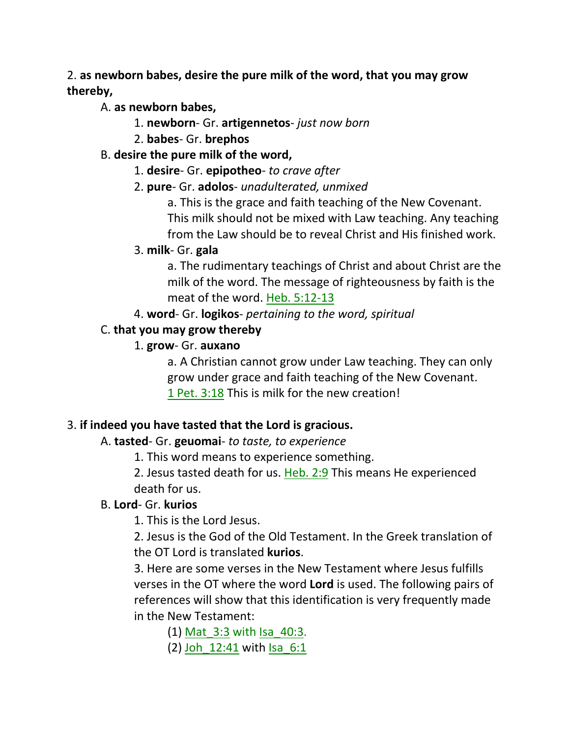2. **as newborn babes, desire the pure milk of the word, that you may grow thereby,**

A. **as newborn babes,**

1. **newborn**- Gr. **artigennetos**- *just now born*
2. **babes**- Gr. **brephos**

B. **desire the pure milk of the word,**

1. **desire**- Gr. **epipotheo**- *to crave after*
2. **pure**- Gr. **adolos**- *unadulterated, unmixed*

a. This is the grace and faith teaching of the New Covenant. This milk should not be mixed with Law teaching. Any teaching from the Law should be to reveal Christ and His finished work.

3. **milk**- Gr. **gala**

a. The rudimentary teachings of Christ and about Christ are the milk of the word. The message of righteousness by faith is the meat of the word. Heb. 5:12-13

4. **word**- Gr. **logikos**- *pertaining to the word, spiritual*

C. **that you may grow thereby**

1. **grow**- Gr. **auxano**

a. A Christian cannot grow under Law teaching. They can only grow under grace and faith teaching of the New Covenant. 1 Pet. 3:18 This is milk for the new creation!

3. **if indeed you have tasted that the Lord is gracious.**

A. **tasted**- Gr. **geuomai**- *to taste, to experience*

1. This word means to experience something.
2. Jesus tasted death for us. Heb. 2:9 This means He experienced death for us.

B. **Lord**- Gr. **kurios**

1. This is the Lord Jesus.
2. Jesus is the God of the Old Testament. In the Greek translation of the OT Lord is translated **kurios**.
3. Here are some verses in the New Testament where Jesus fulfills verses in the OT where the word **Lord** is used. The following pairs of references will show that this identification is very frequently made in the New Testament:

(1) Mat_3:3 with Isa_40:3.

(2) Joh_12:41 with Isa_6:1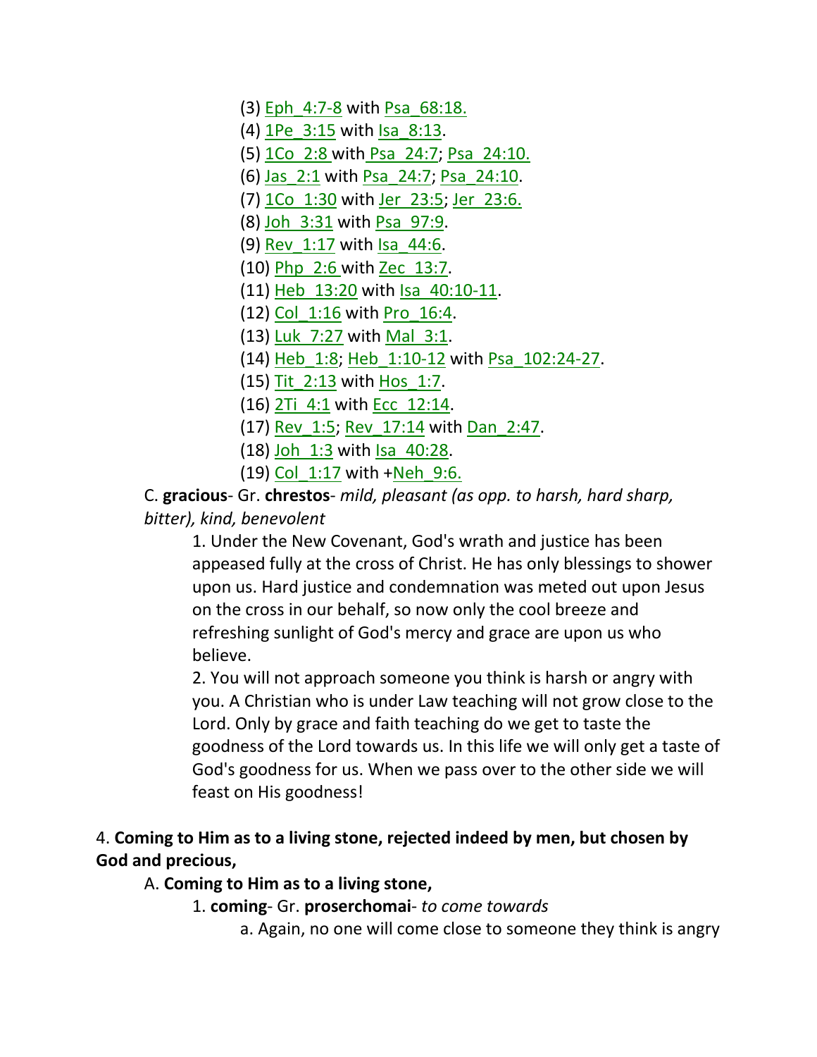(3) Eph_4:7-8 with Psa_68:18.
(4) 1Pe_3:15 with Isa_8:13.
(5) 1Co_2:8 with Psa_24:7; Psa_24:10.
(6) Jas_2:1 with Psa_24:7; Psa_24:10.
(7) 1Co_1:30 with Jer_23:5; Jer_23:6.
(8) Joh_3:31 with Psa_97:9.
(9) Rev_1:17 with Isa_44:6.
(10) Php_2:6 with Zec_13:7.
(11) Heb_13:20 with Isa_40:10-11.
(12) Col_1:16 with Pro_16:4.
(13) Luk_7:27 with Mal_3:1.
(14) Heb_1:8; Heb_1:10-12 with Psa_102:24-27.
(15) Tit_2:13 with Hos_1:7.
(16) 2Ti_4:1 with Ecc_12:14.
(17) Rev_1:5; Rev_17:14 with Dan_2:47.
(18) Joh_1:3 with Isa_40:28.
(19) Col_1:17 with +Neh_9:6.

C. **gracious**- Gr. **chrestos**- *mild, pleasant (as opp. to harsh, hard sharp, bitter), kind, benevolent*

1. Under the New Covenant, God's wrath and justice has been appeased fully at the cross of Christ. He has only blessings to shower upon us. Hard justice and condemnation was meted out upon Jesus on the cross in our behalf, so now only the cool breeze and refreshing sunlight of God's mercy and grace are upon us who believe.

2. You will not approach someone you think is harsh or angry with you. A Christian who is under Law teaching will not grow close to the Lord. Only by grace and faith teaching do we get to taste the goodness of the Lord towards us. In this life we will only get a taste of God's goodness for us. When we pass over to the other side we will feast on His goodness!

4. **Coming to Him as to a living stone, rejected indeed by men, but chosen by God and precious,**

A. **Coming to Him as to a living stone,**

1. **coming**- Gr. **proserchomai**- *to come towards*

a. Again, no one will come close to someone they think is angry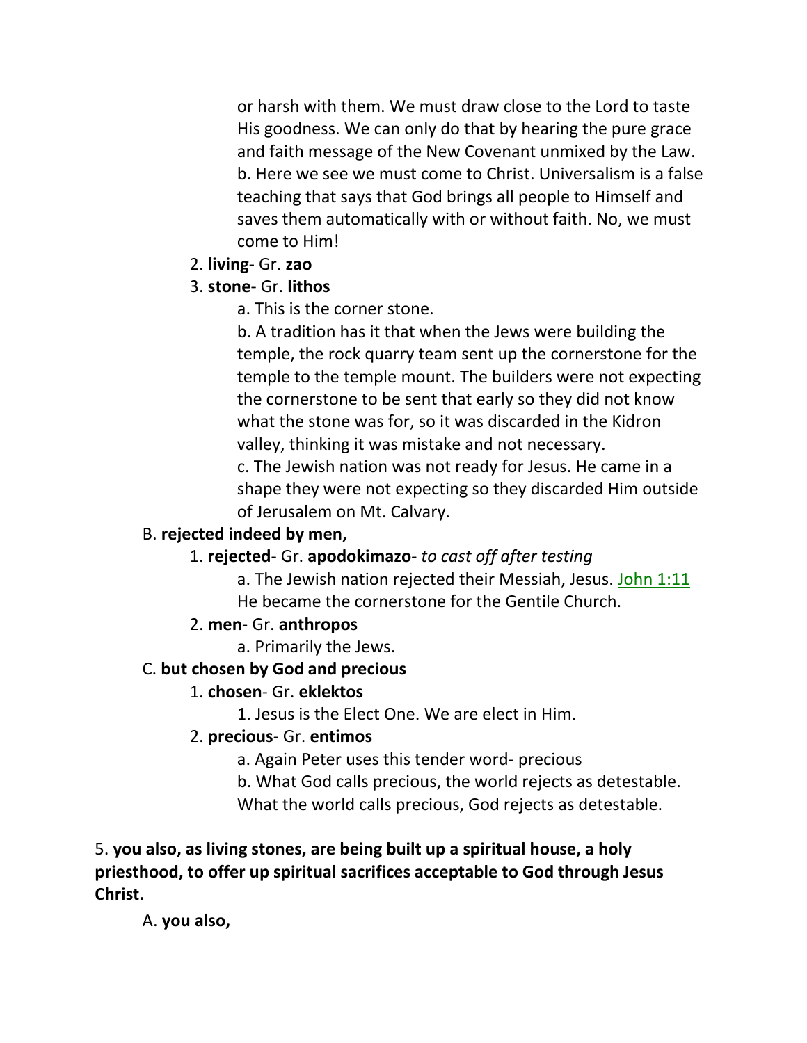or harsh with them. We must draw close to the Lord to taste His goodness. We can only do that by hearing the pure grace and faith message of the New Covenant unmixed by the Law.

b. Here we see we must come to Christ. Universalism is a false teaching that says that God brings all people to Himself and saves them automatically with or without faith. No, we must come to Him!

2. **living**- Gr. **zao**

3. **stone**- Gr. **lithos**

a. This is the corner stone.

b. A tradition has it that when the Jews were building the temple, the rock quarry team sent up the cornerstone for the temple to the temple mount. The builders were not expecting the cornerstone to be sent that early so they did not know what the stone was for, so it was discarded in the Kidron valley, thinking it was mistake and not necessary.

c. The Jewish nation was not ready for Jesus. He came in a shape they were not expecting so they discarded Him outside of Jerusalem on Mt. Calvary.

B. **rejected indeed by men,**

1. **rejected**- Gr. **apodokimazo**- *to cast off after testing*

a. The Jewish nation rejected their Messiah, Jesus. John 1:11 He became the cornerstone for the Gentile Church.

2. **men**- Gr. **anthropos**

a. Primarily the Jews.

C. **but chosen by God and precious**

1. **chosen**- Gr. **eklektos**

1. Jesus is the Elect One. We are elect in Him.

2. **precious**- Gr. **entimos**

a. Again Peter uses this tender word- precious

b. What God calls precious, the world rejects as detestable. What the world calls precious, God rejects as detestable.

5. **you also, as living stones, are being built up a spiritual house, a holy priesthood, to offer up spiritual sacrifices acceptable to God through Jesus Christ.**

A. **you also,**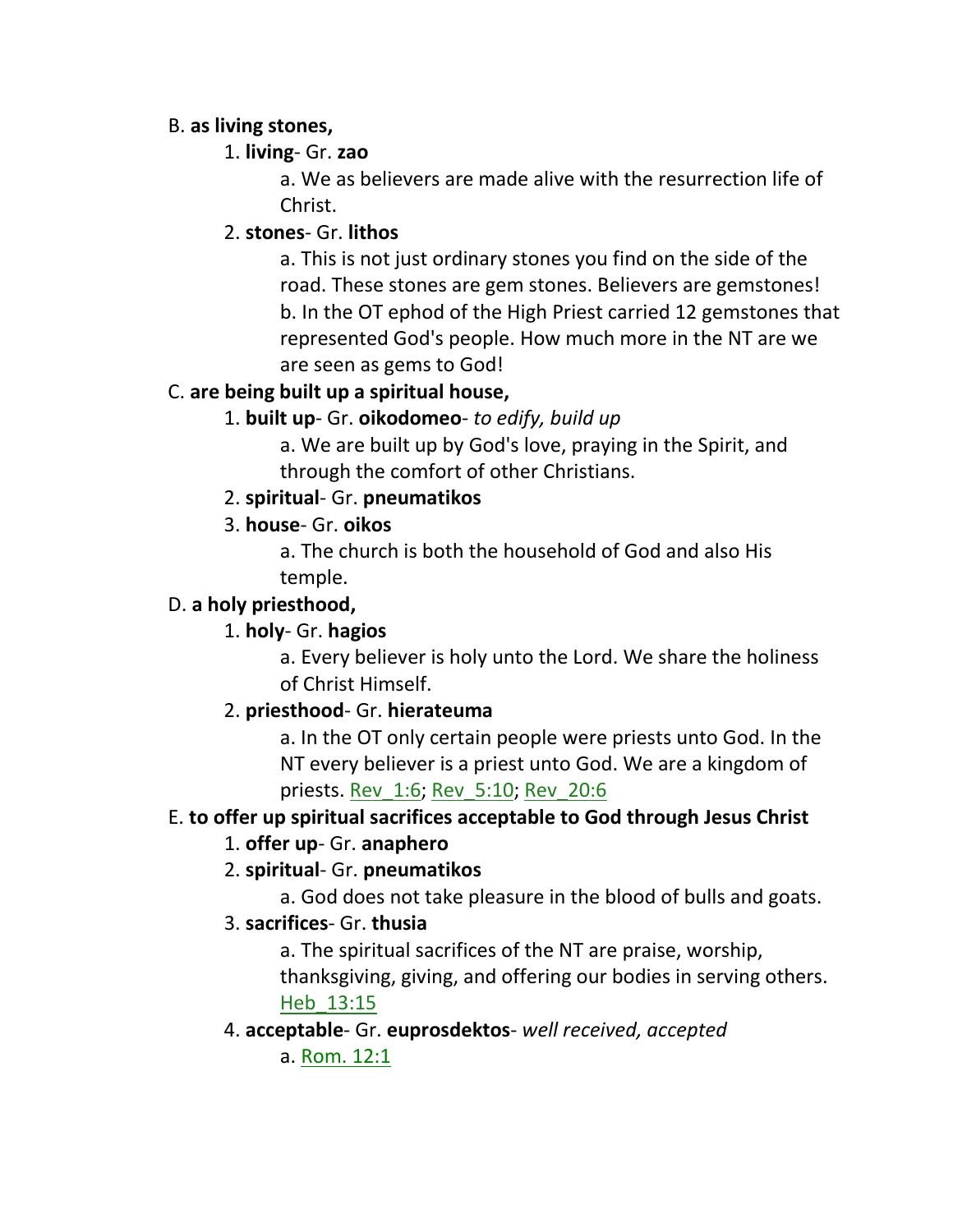B. **as living stones,**

1. **living**- Gr. **zao**

   a. We as believers are made alive with the resurrection life of Christ.

2. **stones**- Gr. **lithos**

   a. This is not just ordinary stones you find on the side of the road. These stones are gem stones. Believers are gemstones!

   b. In the OT ephod of the High Priest carried 12 gemstones that represented God's people. How much more in the NT are we are seen as gems to God!

C. **are being built up a spiritual house,**

1. **built up**- Gr. **oikodomeo**- *to edify, build up*

   a. We are built up by God's love, praying in the Spirit, and through the comfort of other Christians.

2. **spiritual**- Gr. **pneumatikos**

3. **house**- Gr. **oikos**

   a. The church is both the household of God and also His temple.

D. **a holy priesthood,**

1. **holy**- Gr. **hagios**

   a. Every believer is holy unto the Lord. We share the holiness of Christ Himself.

2. **priesthood**- Gr. **hierateuma**

   a. In the OT only certain people were priests unto God. In the NT every believer is a priest unto God. We are a kingdom of priests. Rev_1:6; Rev_5:10; Rev_20:6

E. **to offer up spiritual sacrifices acceptable to God through Jesus Christ**

1. **offer up**- Gr. **anaphero**

2. **spiritual**- Gr. **pneumatikos**

   a. God does not take pleasure in the blood of bulls and goats.

3. **sacrifices**- Gr. **thusia**

   a. The spiritual sacrifices of the NT are praise, worship, thanksgiving, giving, and offering our bodies in serving others. Heb_13:15

4. **acceptable**- Gr. **euprosdektos**- *well received, accepted*

   a. Rom. 12:1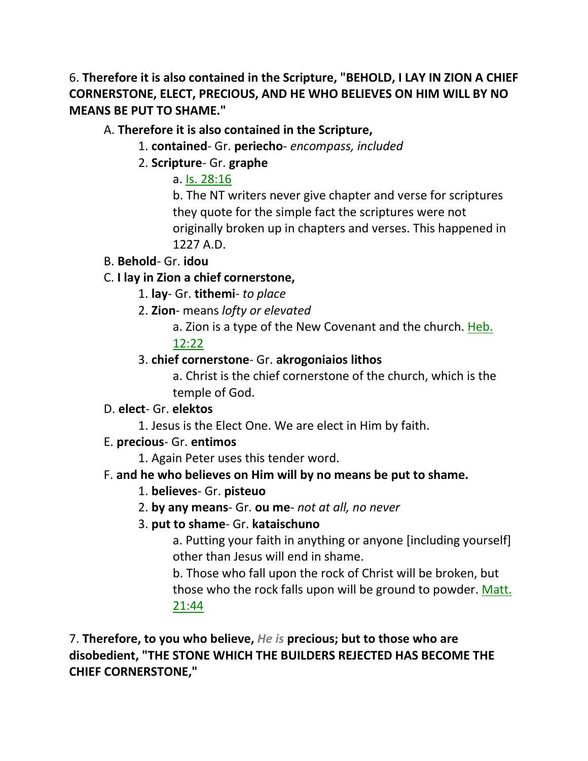6. **Therefore it is also contained in the Scripture, "BEHOLD, I LAY IN ZION A CHIEF CORNERSTONE, ELECT, PRECIOUS, AND HE WHO BELIEVES ON HIM WILL BY NO MEANS BE PUT TO SHAME."**

- A. **Therefore it is also contained in the Scripture,**
  - 1. **contained**- Gr. **periecho**- *encompass, included*
  - 2. **Scripture**- Gr. **graphe**
    - a. Is. 28:16
    - b. The NT writers never give chapter and verse for scriptures they quote for the simple fact the scriptures were not originally broken up in chapters and verses. This happened in 1227 A.D.
- B. **Behold**- Gr. **idou**
- C. **I lay in Zion a chief cornerstone,**
  - 1. **lay**- Gr. **tithemi**- *to place*
  - 2. **Zion**- means *lofty or elevated*
    - a. Zion is a type of the New Covenant and the church. Heb. 12:22
  - 3. **chief cornerstone**- Gr. **akrogoniaios lithos**
    - a. Christ is the chief cornerstone of the church, which is the temple of God.
- D. **elect**- Gr. **elektos**
  - 1. Jesus is the Elect One. We are elect in Him by faith.
- E. **precious**- Gr. **entimos**
  - 1. Again Peter uses this tender word.
- F. **and he who believes on Him will by no means be put to shame.**
  - 1. **believes**- Gr. **pisteuo**
  - 2. **by any means**- Gr. **ou me**- *not at all, no never*
  - 3. **put to shame**- Gr. **kataischuno**
    - a. Putting your faith in anything or anyone [including yourself] other than Jesus will end in shame.
    - b. Those who fall upon the rock of Christ will be broken, but those who the rock falls upon will be ground to powder. Matt. 21:44

7. **Therefore, to you who believe,** ***He is*** **precious; but to those who are disobedient, "THE STONE WHICH THE BUILDERS REJECTED HAS BECOME THE CHIEF CORNERSTONE,"**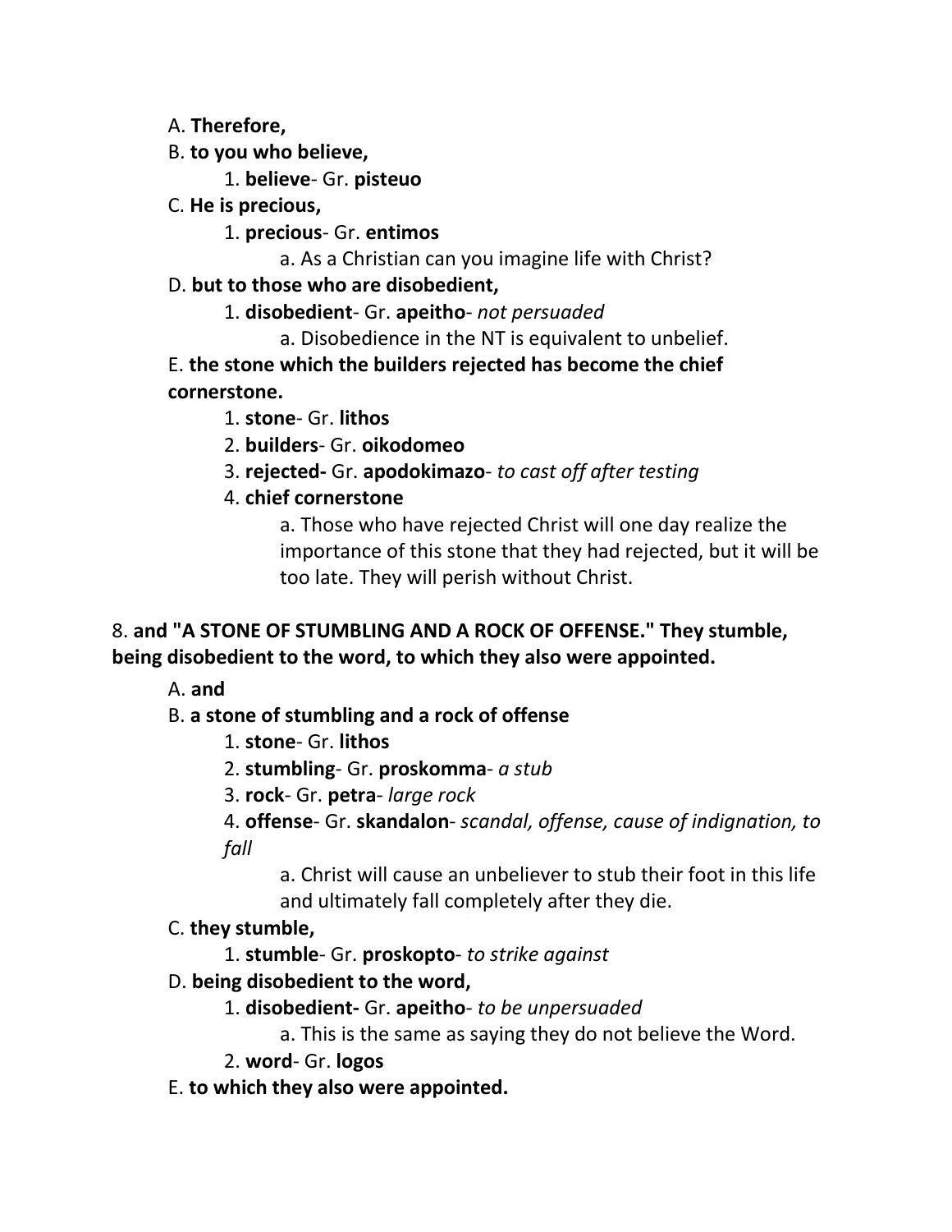A. **Therefore,**

B. **to you who believe,**

   1. **believe**- Gr. **pisteuo**

C. **He is precious,**

   1. **precious**- Gr. **entimos**

      a. As a Christian can you imagine life with Christ?

D. **but to those who are disobedient,**

   1. **disobedient**- Gr. **apeitho**- *not persuaded*

      a. Disobedience in the NT is equivalent to unbelief.

E. **the stone which the builders rejected has become the chief cornerstone.**

   1. **stone**- Gr. **lithos**
   2. **builders**- Gr. **oikodomeo**
   3. **rejected-** Gr. **apodokimazo**- *to cast off after testing*
   4. **chief cornerstone**

      a. Those who have rejected Christ will one day realize the importance of this stone that they had rejected, but it will be too late. They will perish without Christ.

8. **and "A STONE OF STUMBLING AND A ROCK OF OFFENSE." They stumble, being disobedient to the word, to which they also were appointed.**

A. **and**

B. **a stone of stumbling and a rock of offense**

   1. **stone**- Gr. **lithos**
   2. **stumbling**- Gr. **proskomma**- *a stub*
   3. **rock**- Gr. **petra**- *large rock*
   4. **offense**- Gr. **skandalon**- *scandal, offense, cause of indignation, to fall*

      a. Christ will cause an unbeliever to stub their foot in this life and ultimately fall completely after they die.

C. **they stumble,**

   1. **stumble**- Gr. **proskopto**- *to strike against*

D. **being disobedient to the word,**

   1. **disobedient-** Gr. **apeitho**- *to be unpersuaded*

      a. This is the same as saying they do not believe the Word.

   2. **word**- Gr. **logos**

E. **to which they also were appointed.**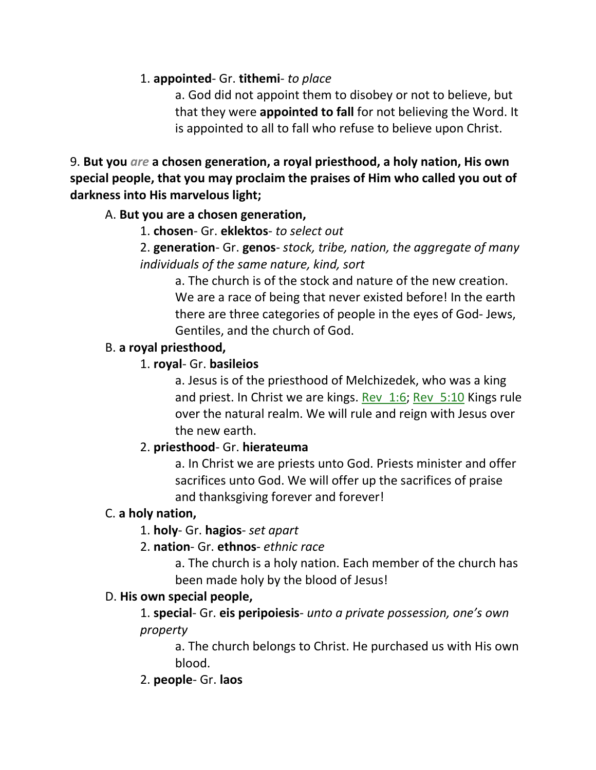1. **appointed**- Gr. **tithemi**- *to place*

a. God did not appoint them to disobey or not to believe, but that they were **appointed to fall** for not believing the Word. It is appointed to all to fall who refuse to believe upon Christ.

9. **But you *are* a chosen generation, a royal priesthood, a holy nation, His own special people, that you may proclaim the praises of Him who called you out of darkness into His marvelous light;**

A. **But you are a chosen generation,**

1. **chosen**- Gr. **eklektos**- *to select out*

2. **generation**- Gr. **genos**- *stock, tribe, nation, the aggregate of many individuals of the same nature, kind, sort*

a. The church is of the stock and nature of the new creation. We are a race of being that never existed before! In the earth there are three categories of people in the eyes of God- Jews, Gentiles, and the church of God.

B. **a royal priesthood,**

1. **royal**- Gr. **basileios**

a. Jesus is of the priesthood of Melchizedek, who was a king and priest. In Christ we are kings. Rev_1:6; Rev_5:10 Kings rule over the natural realm. We will rule and reign with Jesus over the new earth.

2. **priesthood**- Gr. **hierateuma**

a. In Christ we are priests unto God. Priests minister and offer sacrifices unto God. We will offer up the sacrifices of praise and thanksgiving forever and forever!

C. **a holy nation,**

1. **holy**- Gr. **hagios**- *set apart*

2. **nation**- Gr. **ethnos**- *ethnic race*

a. The church is a holy nation. Each member of the church has been made holy by the blood of Jesus!

D. **His own special people,**

1. **special**- Gr. **eis peripoiesis**- *unto a private possession, one's own property*

a. The church belongs to Christ. He purchased us with His own blood.

2. **people**- Gr. **laos**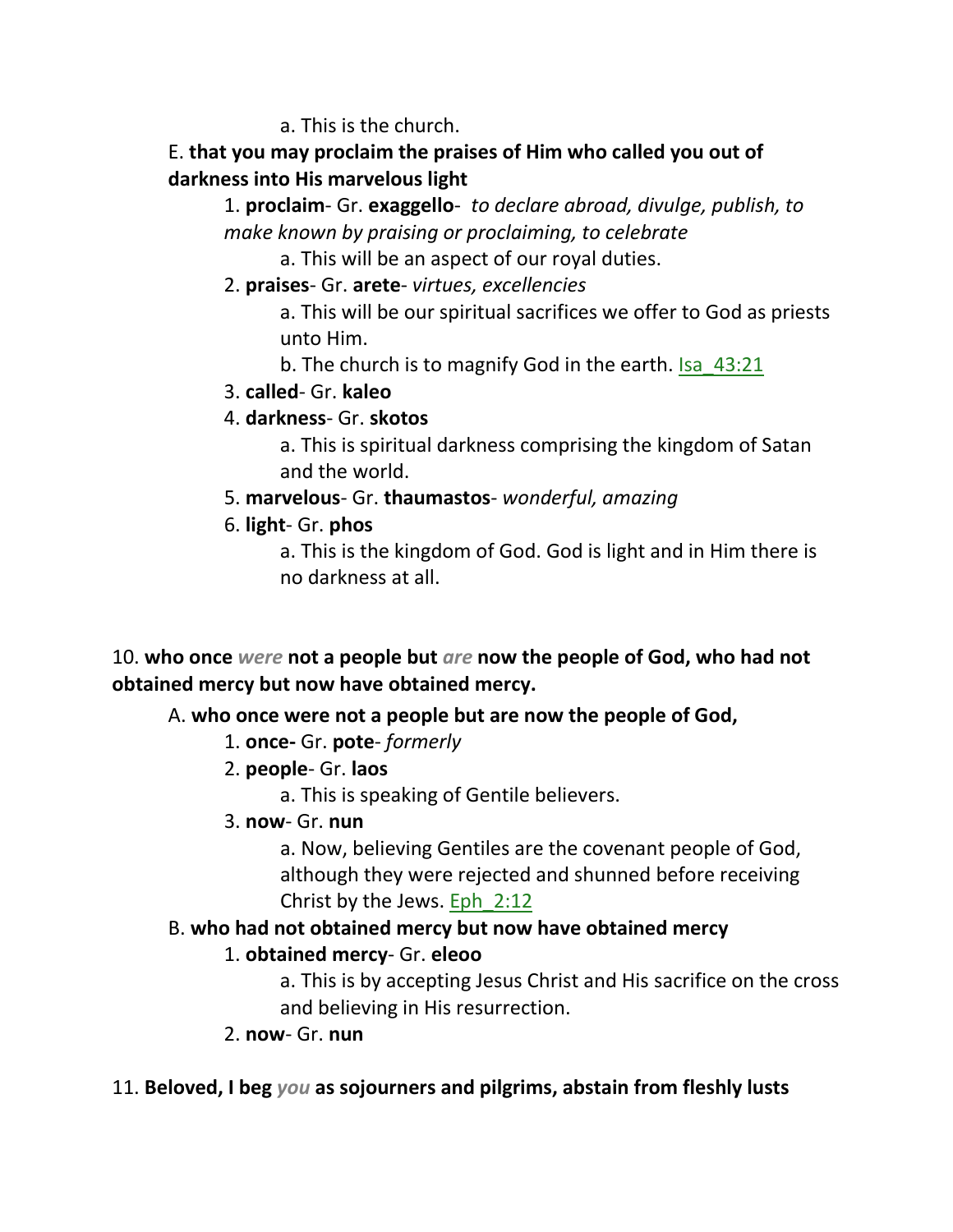a. This is the church.

E. **that you may proclaim the praises of Him who called you out of darkness into His marvelous light**

1. **proclaim**- Gr. **exaggello**- *to declare abroad, divulge, publish, to make known by praising or proclaiming, to celebrate*

    a. This will be an aspect of our royal duties.

2. **praises**- Gr. **arete**- *virtues, excellencies*

    a. This will be our spiritual sacrifices we offer to God as priests unto Him.

    b. The church is to magnify God in the earth. Isa_43:21

3. **called**- Gr. **kaleo**

4. **darkness**- Gr. **skotos**

    a. This is spiritual darkness comprising the kingdom of Satan and the world.

5. **marvelous**- Gr. **thaumastos**- *wonderful, amazing*

6. **light**- Gr. **phos**

    a. This is the kingdom of God. God is light and in Him there is no darkness at all.

10. **who once *were* not a people but *are* now the people of God, who had not obtained mercy but now have obtained mercy.**

A. **who once were not a people but are now the people of God,**

1. **once-** Gr. **pote**- *formerly*

2. **people**- Gr. **laos**

    a. This is speaking of Gentile believers.

3. **now**- Gr. **nun**

    a. Now, believing Gentiles are the covenant people of God, although they were rejected and shunned before receiving Christ by the Jews. Eph_2:12

B. **who had not obtained mercy but now have obtained mercy**

1. **obtained mercy**- Gr. **eleoo**

    a. This is by accepting Jesus Christ and His sacrifice on the cross and believing in His resurrection.

2. **now**- Gr. **nun**

11. **Beloved, I beg *you* as sojourners and pilgrims, abstain from fleshly lusts**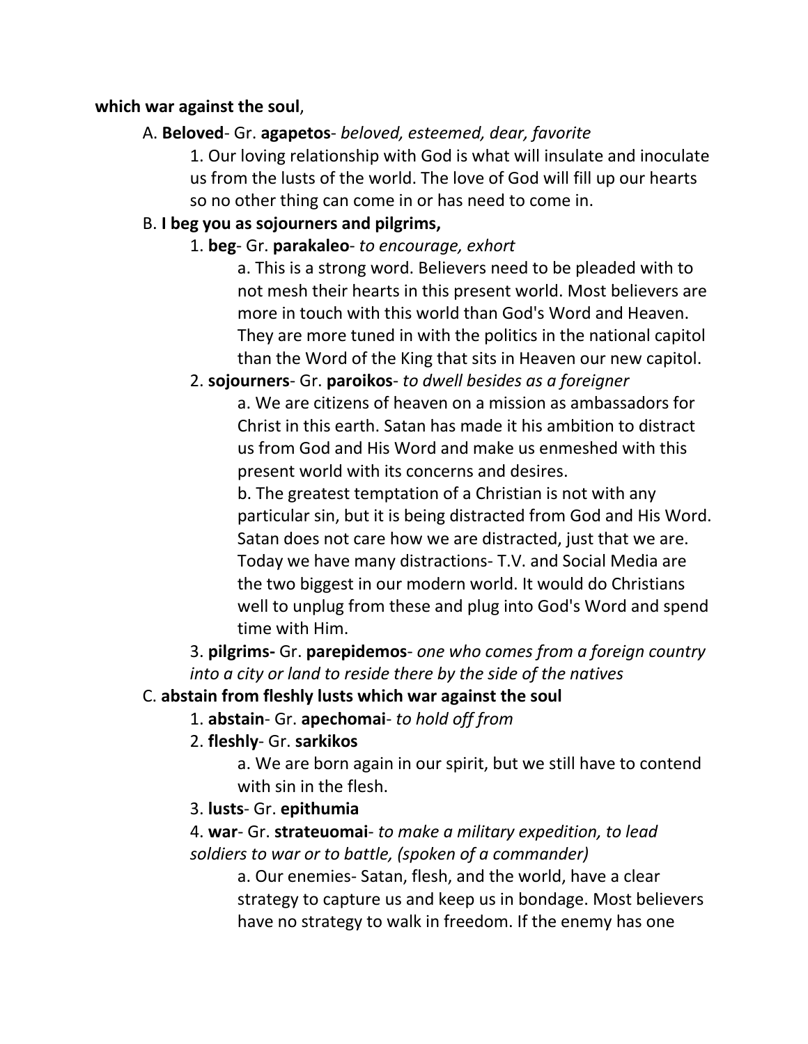**which war against the soul**,

A. **Beloved**- Gr. **agapetos**- *beloved, esteemed, dear, favorite*

1. Our loving relationship with God is what will insulate and inoculate us from the lusts of the world. The love of God will fill up our hearts so no other thing can come in or has need to come in.

B. **I beg you as sojourners and pilgrims,**

1. **beg**- Gr. **parakaleo**- *to encourage, exhort*

a. This is a strong word. Believers need to be pleaded with to not mesh their hearts in this present world. Most believers are more in touch with this world than God's Word and Heaven. They are more tuned in with the politics in the national capitol than the Word of the King that sits in Heaven our new capitol.

2. **sojourners**- Gr. **paroikos**- *to dwell besides as a foreigner*

a. We are citizens of heaven on a mission as ambassadors for Christ in this earth. Satan has made it his ambition to distract us from God and His Word and make us enmeshed with this present world with its concerns and desires.

b. The greatest temptation of a Christian is not with any particular sin, but it is being distracted from God and His Word. Satan does not care how we are distracted, just that we are. Today we have many distractions- T.V. and Social Media are the two biggest in our modern world. It would do Christians well to unplug from these and plug into God's Word and spend time with Him.

3. **pilgrims-** Gr. **parepidemos**- *one who comes from a foreign country into a city or land to reside there by the side of the natives*

C. **abstain from fleshly lusts which war against the soul**

1. **abstain**- Gr. **apechomai**- *to hold off from*

2. **fleshly**- Gr. **sarkikos**

a. We are born again in our spirit, but we still have to contend with sin in the flesh.

3. **lusts**- Gr. **epithumia**

4. **war**- Gr. **strateuomai**- *to make a military expedition, to lead soldiers to war or to battle, (spoken of a commander)*

a. Our enemies- Satan, flesh, and the world, have a clear strategy to capture us and keep us in bondage. Most believers have no strategy to walk in freedom. If the enemy has one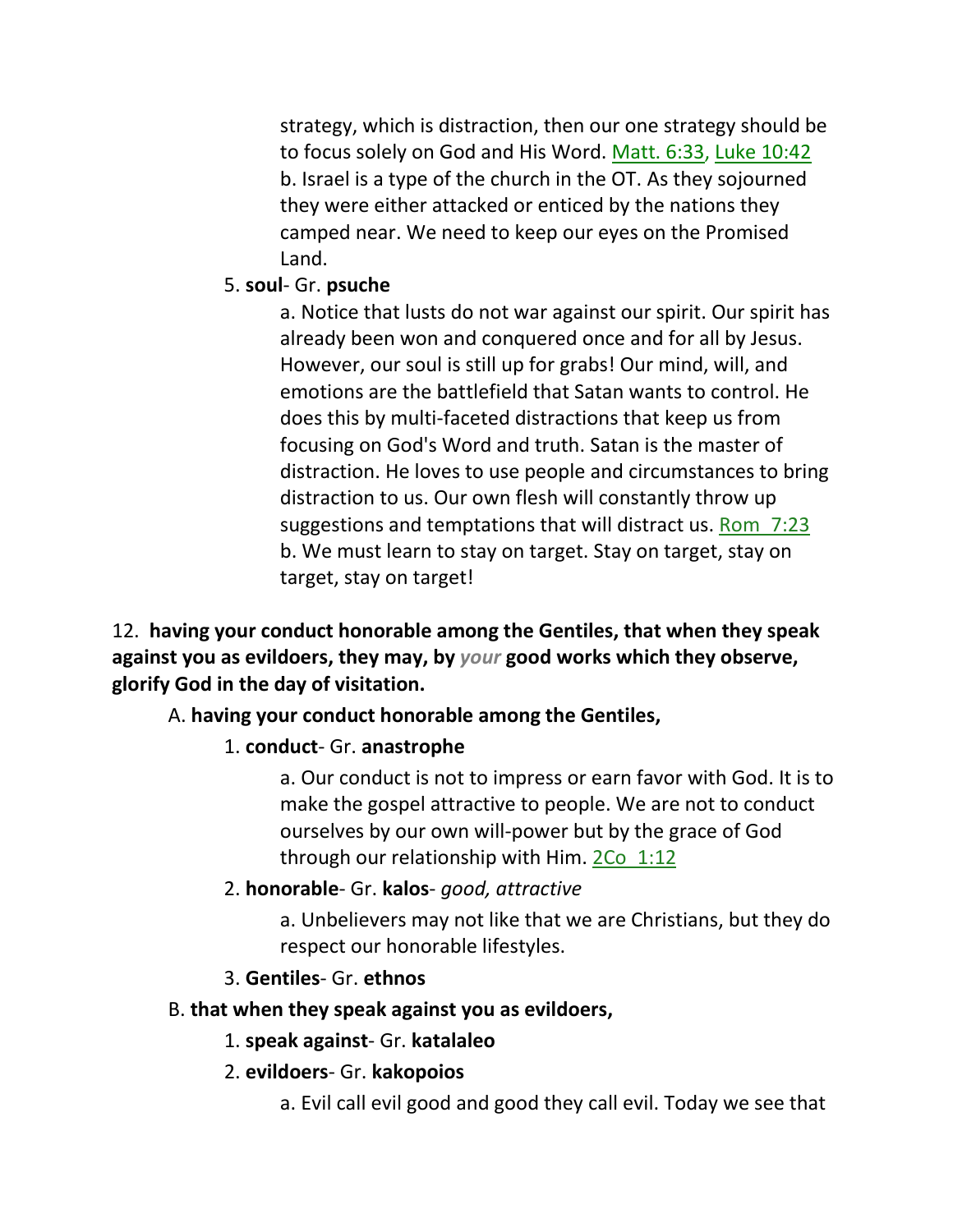strategy, which is distraction, then our one strategy should be to focus solely on God and His Word. Matt. 6:33, Luke 10:42

b. Israel is a type of the church in the OT. As they sojourned they were either attacked or enticed by the nations they camped near. We need to keep our eyes on the Promised Land.

5. **soul**- Gr. **psuche**

a. Notice that lusts do not war against our spirit. Our spirit has already been won and conquered once and for all by Jesus. However, our soul is still up for grabs! Our mind, will, and emotions are the battlefield that Satan wants to control. He does this by multi-faceted distractions that keep us from focusing on God's Word and truth. Satan is the master of distraction. He loves to use people and circumstances to bring distraction to us. Our own flesh will constantly throw up suggestions and temptations that will distract us. Rom 7:23

b. We must learn to stay on target. Stay on target, stay on target, stay on target!

12. **having your conduct honorable among the Gentiles, that when they speak against you as evildoers, they may, by *your* good works which they observe, glorify God in the day of visitation.**

A. **having your conduct honorable among the Gentiles,**

1. **conduct**- Gr. **anastrophe**

a. Our conduct is not to impress or earn favor with God. It is to make the gospel attractive to people. We are not to conduct ourselves by our own will-power but by the grace of God through our relationship with Him. 2Co 1:12

2. **honorable**- Gr. **kalos**- *good, attractive*

a. Unbelievers may not like that we are Christians, but they do respect our honorable lifestyles.

3. **Gentiles**- Gr. **ethnos**

B. **that when they speak against you as evildoers,**

1. **speak against**- Gr. **katalaleo**

2. **evildoers**- Gr. **kakopoios**

a. Evil call evil good and good they call evil. Today we see that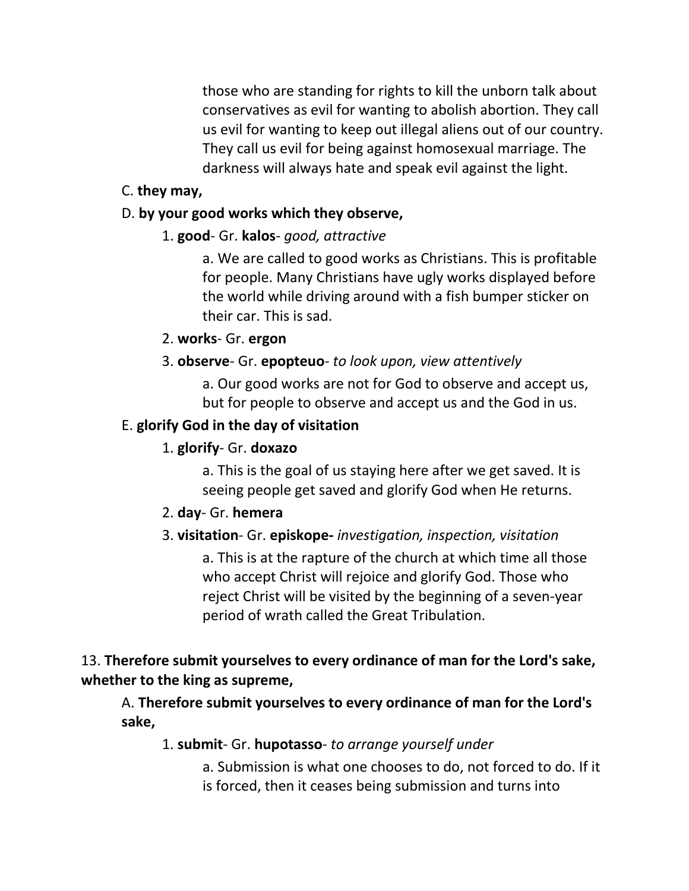those who are standing for rights to kill the unborn talk about conservatives as evil for wanting to abolish abortion. They call us evil for wanting to keep out illegal aliens out of our country. They call us evil for being against homosexual marriage. The darkness will always hate and speak evil against the light.

C. **they may,**

D. **by your good works which they observe,**

1. **good**- Gr. **kalos**- *good, attractive*

a. We are called to good works as Christians. This is profitable for people. Many Christians have ugly works displayed before the world while driving around with a fish bumper sticker on their car. This is sad.

2. **works**- Gr. **ergon**

3. **observe**- Gr. **epopteuo**- *to look upon, view attentively*

a. Our good works are not for God to observe and accept us, but for people to observe and accept us and the God in us.

E. **glorify God in the day of visitation**

1. **glorify**- Gr. **doxazo**

a. This is the goal of us staying here after we get saved. It is seeing people get saved and glorify God when He returns.

2. **day**- Gr. **hemera**

3. **visitation**- Gr. **episkope-** *investigation, inspection, visitation*

a. This is at the rapture of the church at which time all those who accept Christ will rejoice and glorify God. Those who reject Christ will be visited by the beginning of a seven-year period of wrath called the Great Tribulation.

13. **Therefore submit yourselves to every ordinance of man for the Lord's sake, whether to the king as supreme,**

A. **Therefore submit yourselves to every ordinance of man for the Lord's sake,**

1. **submit**- Gr. **hupotasso**- *to arrange yourself under*

a. Submission is what one chooses to do, not forced to do. If it is forced, then it ceases being submission and turns into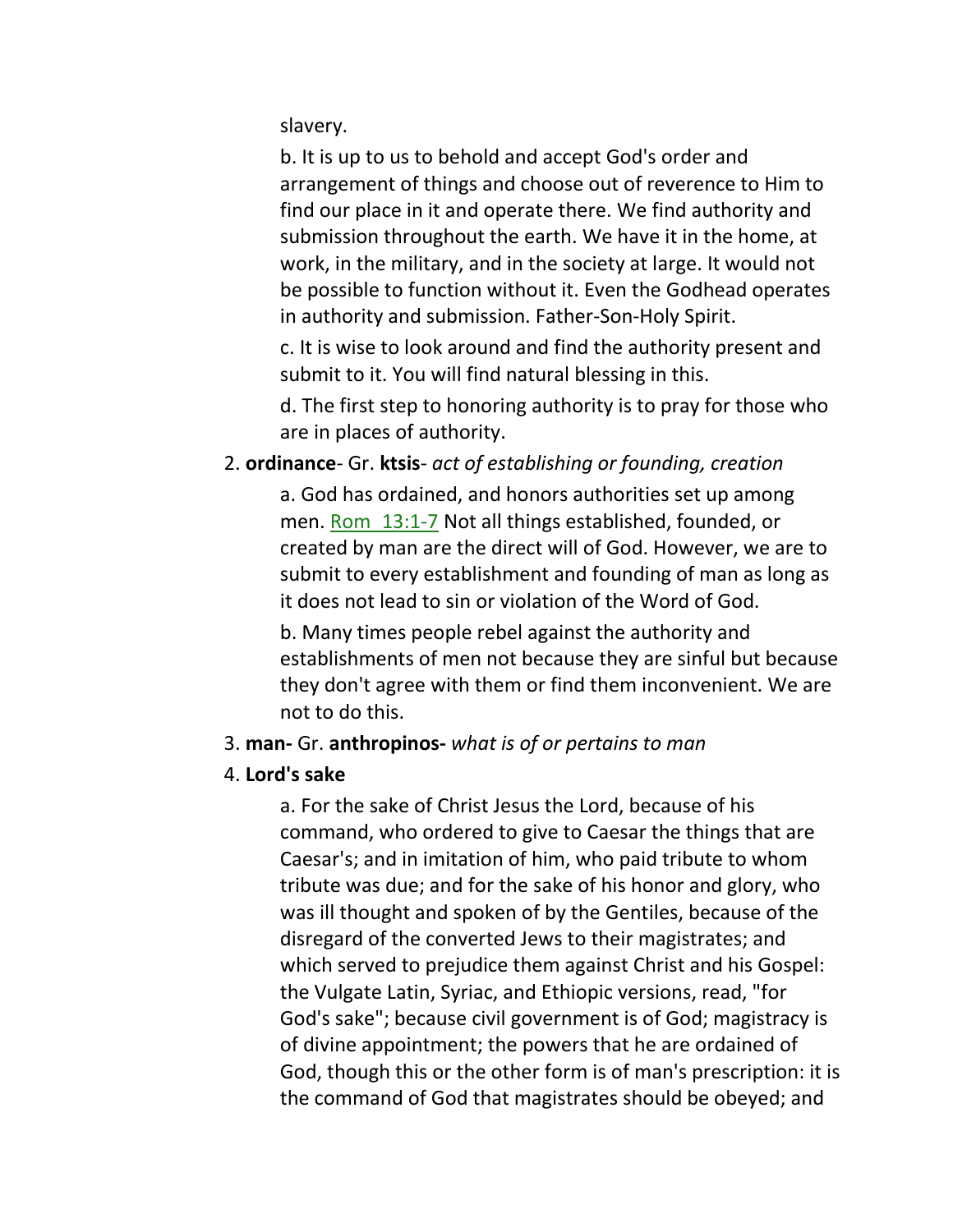slavery.

b. It is up to us to behold and accept God's order and arrangement of things and choose out of reverence to Him to find our place in it and operate there. We find authority and submission throughout the earth. We have it in the home, at work, in the military, and in the society at large. It would not be possible to function without it. Even the Godhead operates in authority and submission. Father-Son-Holy Spirit.

c. It is wise to look around and find the authority present and submit to it. You will find natural blessing in this.

d. The first step to honoring authority is to pray for those who are in places of authority.

2. **ordinance**- Gr. **ktsis**- *act of establishing or founding, creation*

   a. God has ordained, and honors authorities set up among men. Rom 13:1-7 Not all things established, founded, or created by man are the direct will of God. However, we are to submit to every establishment and founding of man as long as it does not lead to sin or violation of the Word of God.

   b. Many times people rebel against the authority and establishments of men not because they are sinful but because they don't agree with them or find them inconvenient. We are not to do this.

3. **man-** Gr. **anthropinos-** *what is of or pertains to man*

4. **Lord's sake**

   a. For the sake of Christ Jesus the Lord, because of his command, who ordered to give to Caesar the things that are Caesar's; and in imitation of him, who paid tribute to whom tribute was due; and for the sake of his honor and glory, who was ill thought and spoken of by the Gentiles, because of the disregard of the converted Jews to their magistrates; and which served to prejudice them against Christ and his Gospel: the Vulgate Latin, Syriac, and Ethiopic versions, read, "for God's sake"; because civil government is of God; magistracy is of divine appointment; the powers that he are ordained of God, though this or the other form is of man's prescription: it is the command of God that magistrates should be obeyed; and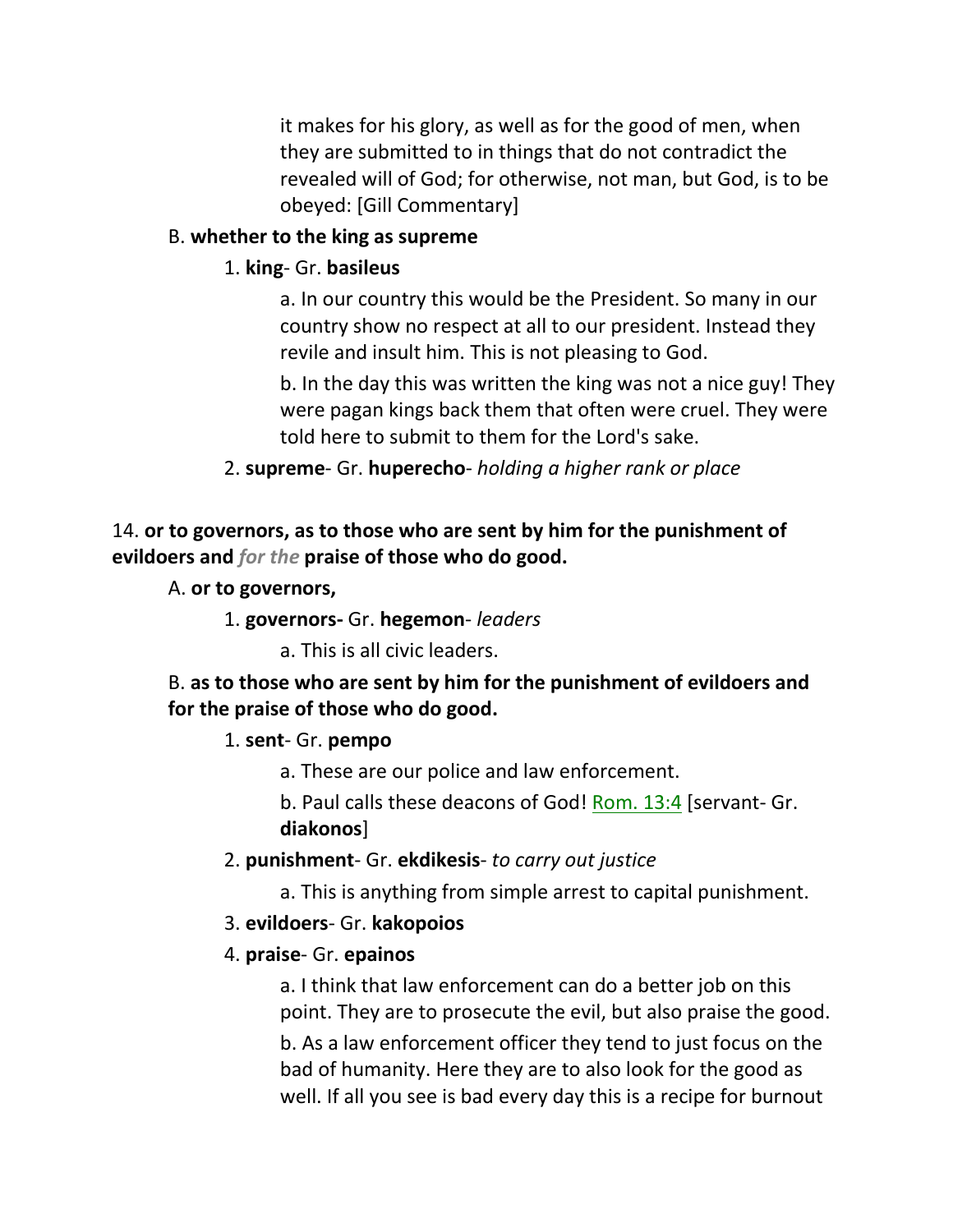it makes for his glory, as well as for the good of men, when they are submitted to in things that do not contradict the revealed will of God; for otherwise, not man, but God, is to be obeyed: [Gill Commentary]

B. **whether to the king as supreme**

1. **king**- Gr. **basileus**

a. In our country this would be the President. So many in our country show no respect at all to our president. Instead they revile and insult him. This is not pleasing to God.

b. In the day this was written the king was not a nice guy! They were pagan kings back them that often were cruel. They were told here to submit to them for the Lord's sake.

2. **supreme**- Gr. **huperecho**- *holding a higher rank or place*

14. **or to governors, as to those who are sent by him for the punishment of evildoers and** ***for the*** **praise of those who do good.**

A. **or to governors,**

1. **governors-** Gr. **hegemon**- *leaders*

a. This is all civic leaders.

B. **as to those who are sent by him for the punishment of evildoers and for the praise of those who do good.**

1. **sent**- Gr. **pempo**

a. These are our police and law enforcement.

b. Paul calls these deacons of God! Rom. 13:4 [servant- Gr. **diakonos**]

2. **punishment**- Gr. **ekdikesis**- *to carry out justice*

a. This is anything from simple arrest to capital punishment.

3. **evildoers**- Gr. **kakopoios**

4. **praise**- Gr. **epainos**

a. I think that law enforcement can do a better job on this point. They are to prosecute the evil, but also praise the good.

b. As a law enforcement officer they tend to just focus on the bad of humanity. Here they are to also look for the good as well. If all you see is bad every day this is a recipe for burnout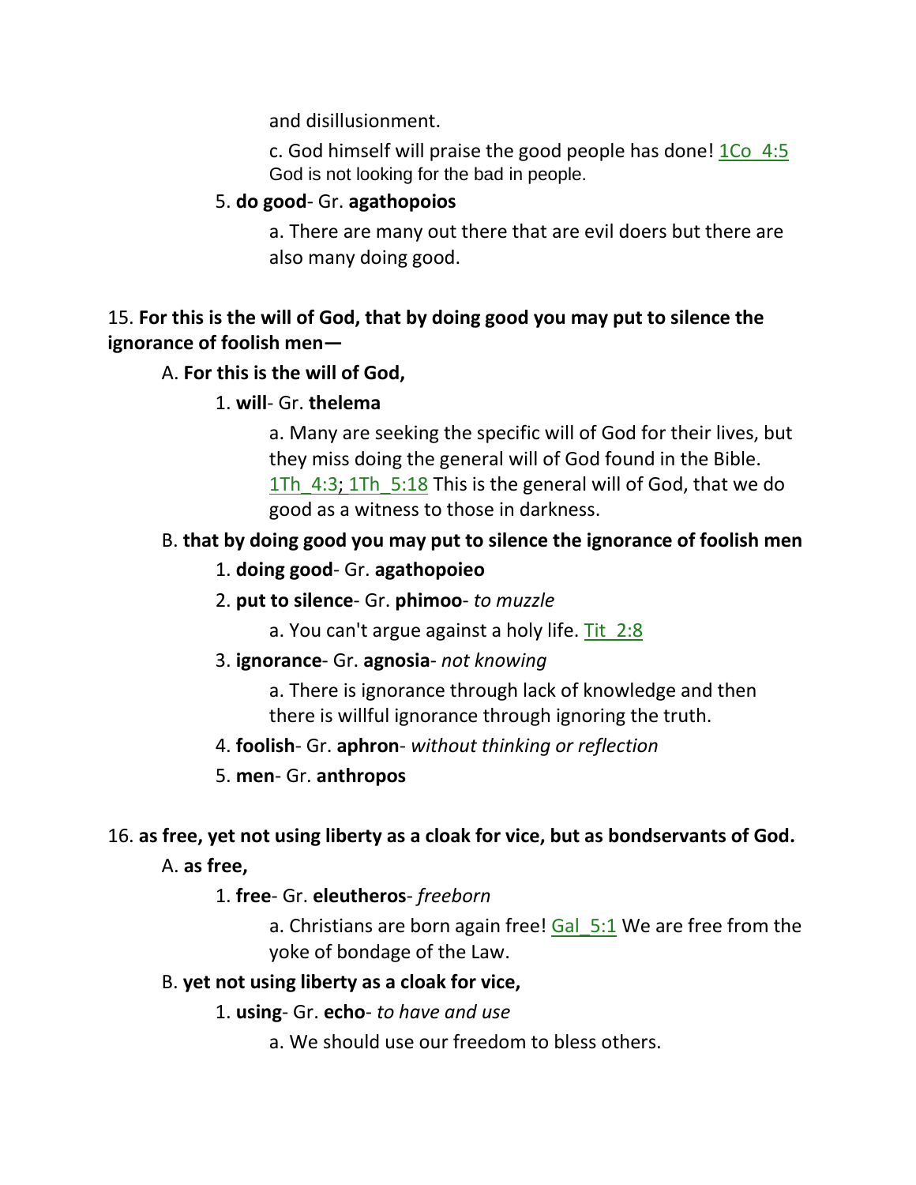and disillusionment.

c. God himself will praise the good people has done! 1Co_4:5 God is not looking for the bad in people.

5. **do good**- Gr. **agathopoios**

a. There are many out there that are evil doers but there are also many doing good.

15. **For this is the will of God, that by doing good you may put to silence the ignorance of foolish men—**

A. **For this is the will of God,**

1. **will**- Gr. **thelema**

a. Many are seeking the specific will of God for their lives, but they miss doing the general will of God found in the Bible. 1Th_4:3; 1Th_5:18 This is the general will of God, that we do good as a witness to those in darkness.

B. **that by doing good you may put to silence the ignorance of foolish men**

1. **doing good**- Gr. **agathopoieo**

2. **put to silence**- Gr. **phimoo**- *to muzzle*

a. You can't argue against a holy life. Tit_2:8

3. **ignorance**- Gr. **agnosia**- *not knowing*

a. There is ignorance through lack of knowledge and then there is willful ignorance through ignoring the truth.

4. **foolish**- Gr. **aphron**- *without thinking or reflection*

5. **men**- Gr. **anthropos**

16. **as free, yet not using liberty as a cloak for vice, but as bondservants of God.**

A. **as free,**

1. **free**- Gr. **eleutheros**- *freeborn*

a. Christians are born again free! Gal_5:1 We are free from the yoke of bondage of the Law.

B. **yet not using liberty as a cloak for vice,**

1. **using**- Gr. **echo**- *to have and use*

a. We should use our freedom to bless others.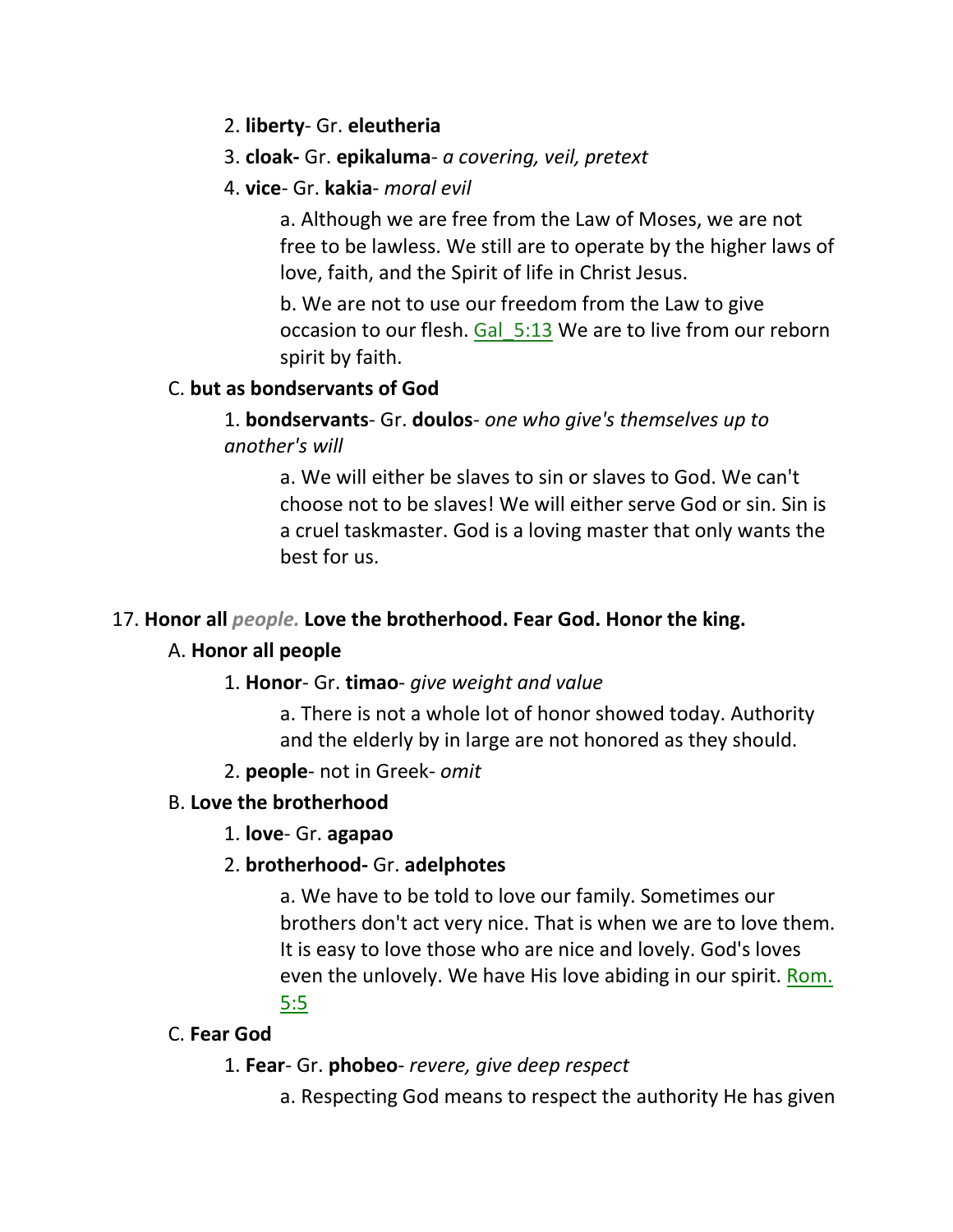2. **liberty**- Gr. **eleutheria**

3. **cloak-** Gr. **epikaluma**- *a covering, veil, pretext*

4. **vice**- Gr. **kakia**- *moral evil*

a. Although we are free from the Law of Moses, we are not free to be lawless. We still are to operate by the higher laws of love, faith, and the Spirit of life in Christ Jesus.

b. We are not to use our freedom from the Law to give occasion to our flesh. Gal_5:13 We are to live from our reborn spirit by faith.

C. **but as bondservants of God**

1. **bondservants**- Gr. **doulos**- *one who give's themselves up to another's will*

a. We will either be slaves to sin or slaves to God. We can't choose not to be slaves! We will either serve God or sin. Sin is a cruel taskmaster. God is a loving master that only wants the best for us.

17. **Honor all** ***people.*** **Love the brotherhood. Fear God. Honor the king.**

A. **Honor all people**

1. **Honor**- Gr. **timao**- *give weight and value*

a. There is not a whole lot of honor showed today. Authority and the elderly by in large are not honored as they should.

2. **people**- not in Greek- *omit*

B. **Love the brotherhood**

1. **love**- Gr. **agapao**

2. **brotherhood-** Gr. **adelphotes**

a. We have to be told to love our family. Sometimes our brothers don't act very nice. That is when we are to love them. It is easy to love those who are nice and lovely. God's loves even the unlovely. We have His love abiding in our spirit. Rom. 5:5

C. **Fear God**

1. **Fear**- Gr. **phobeo**- *revere, give deep respect*

a. Respecting God means to respect the authority He has given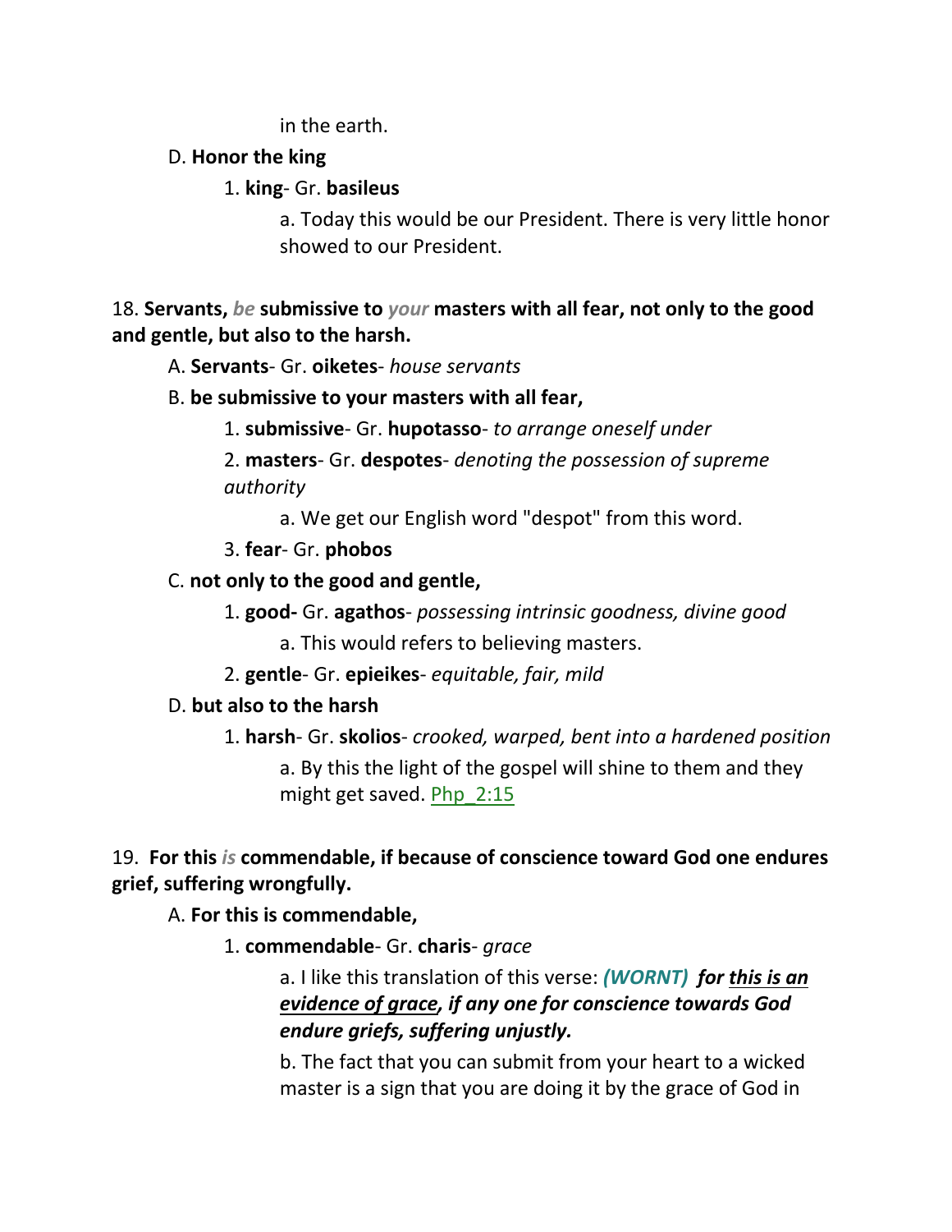in the earth.

D. **Honor the king**

1. **king**- Gr. **basileus**

a. Today this would be our President. There is very little honor showed to our President.

18. **Servants,** ***be*** **submissive to** ***your*** **masters with all fear, not only to the good and gentle, but also to the harsh.**

A. **Servants**- Gr. **oiketes**- *house servants*

B. **be submissive to your masters with all fear,**

1. **submissive**- Gr. **hupotasso**- *to arrange oneself under*

2. **masters**- Gr. **despotes**- *denoting the possession of supreme authority*

a. We get our English word "despot" from this word.

3. **fear**- Gr. **phobos**

C. **not only to the good and gentle,**

1. **good-** Gr. **agathos**- *possessing intrinsic goodness, divine good*

a. This would refers to believing masters.

2. **gentle**- Gr. **epieikes**- *equitable, fair, mild*

D. **but also to the harsh**

1. **harsh**- Gr. **skolios**- *crooked, warped, bent into a hardened position*

a. By this the light of the gospel will shine to them and they might get saved. Php_2:15

19. **For this** ***is*** **commendable, if because of conscience toward God one endures grief, suffering wrongfully.**

A. **For this is commendable,**

1. **commendable**- Gr. **charis**- *grace*

a. I like this translation of this verse: ***(WORNT) for this is an evidence of grace, if any one for conscience towards God endure griefs, suffering unjustly.***

b. The fact that you can submit from your heart to a wicked master is a sign that you are doing it by the grace of God in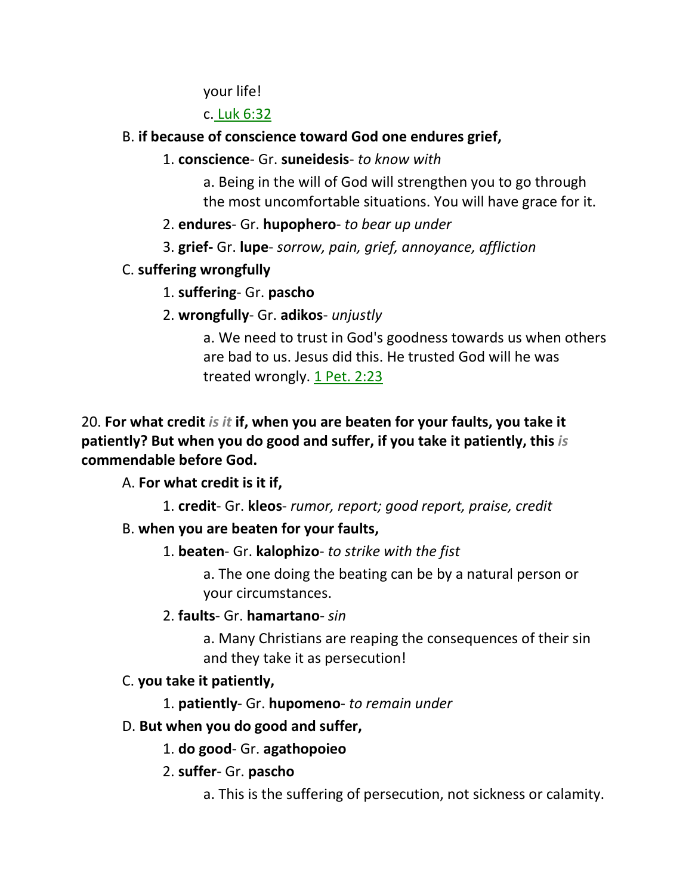your life!

c. Luk 6:32

B. **if because of conscience toward God one endures grief,**

1. **conscience**- Gr. **suneidesis**- *to know with*

a. Being in the will of God will strengthen you to go through the most uncomfortable situations. You will have grace for it.

2. **endures**- Gr. **hupophero**- *to bear up under*

3. **grief-** Gr. **lupe**- *sorrow, pain, grief, annoyance, affliction*

C. **suffering wrongfully**

1. **suffering**- Gr. **pascho**

2. **wrongfully**- Gr. **adikos**- *unjustly*

a. We need to trust in God's goodness towards us when others are bad to us. Jesus did this. He trusted God will he was treated wrongly. 1 Pet. 2:23

20. **For what credit *is it* if, when you are beaten for your faults, you take it patiently? But when you do good and suffer, if you take it patiently, this *is* commendable before God.**

A. **For what credit is it if,**

1. **credit**- Gr. **kleos**- *rumor, report; good report, praise, credit*

B. **when you are beaten for your faults,**

1. **beaten**- Gr. **kalophizo**- *to strike with the fist*

a. The one doing the beating can be by a natural person or your circumstances.

2. **faults**- Gr. **hamartano**- *sin*

a. Many Christians are reaping the consequences of their sin and they take it as persecution!

C. **you take it patiently,**

1. **patiently**- Gr. **hupomeno**- *to remain under*

D. **But when you do good and suffer,**

1. **do good**- Gr. **agathopoieo**

2. **suffer**- Gr. **pascho**

a. This is the suffering of persecution, not sickness or calamity.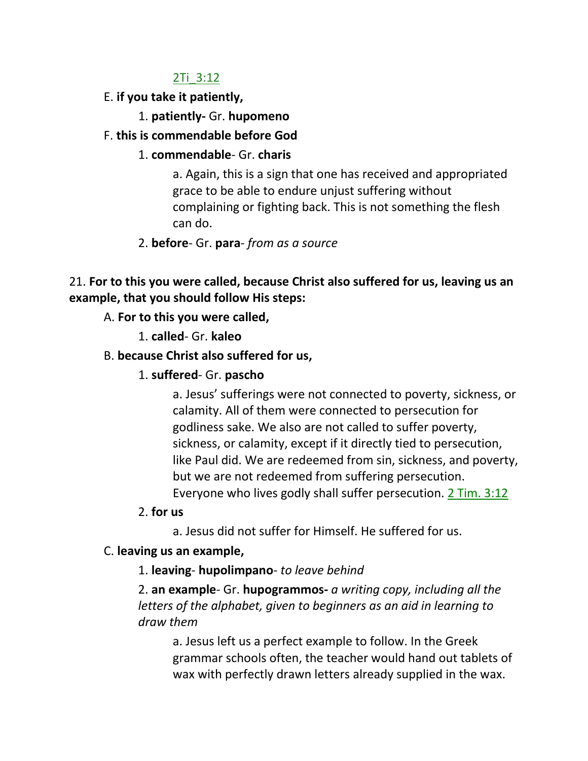2Ti_3:12

E. **if you take it patiently,**

1. **patiently-** Gr. **hupomeno**

F. **this is commendable before God**

1. **commendable**- Gr. **charis**

a. Again, this is a sign that one has received and appropriated grace to be able to endure unjust suffering without complaining or fighting back. This is not something the flesh can do.

2. **before**- Gr. **para**- *from as a source*

21. **For to this you were called, because Christ also suffered for us, leaving us an example, that you should follow His steps:**

A. **For to this you were called,**

1. **called**- Gr. **kaleo**

B. **because Christ also suffered for us,**

1. **suffered**- Gr. **pascho**

a. Jesus' sufferings were not connected to poverty, sickness, or calamity. All of them were connected to persecution for godliness sake. We also are not called to suffer poverty, sickness, or calamity, except if it directly tied to persecution, like Paul did. We are redeemed from sin, sickness, and poverty, but we are not redeemed from suffering persecution. Everyone who lives godly shall suffer persecution. 2 Tim. 3:12

2. **for us**

a. Jesus did not suffer for Himself. He suffered for us.

C. **leaving us an example,**

1. **leaving**- **hupolimpano**- *to leave behind*

2. **an example**- Gr. **hupogrammos-** *a writing copy, including all the letters of the alphabet, given to beginners as an aid in learning to draw them*

a. Jesus left us a perfect example to follow. In the Greek grammar schools often, the teacher would hand out tablets of wax with perfectly drawn letters already supplied in the wax.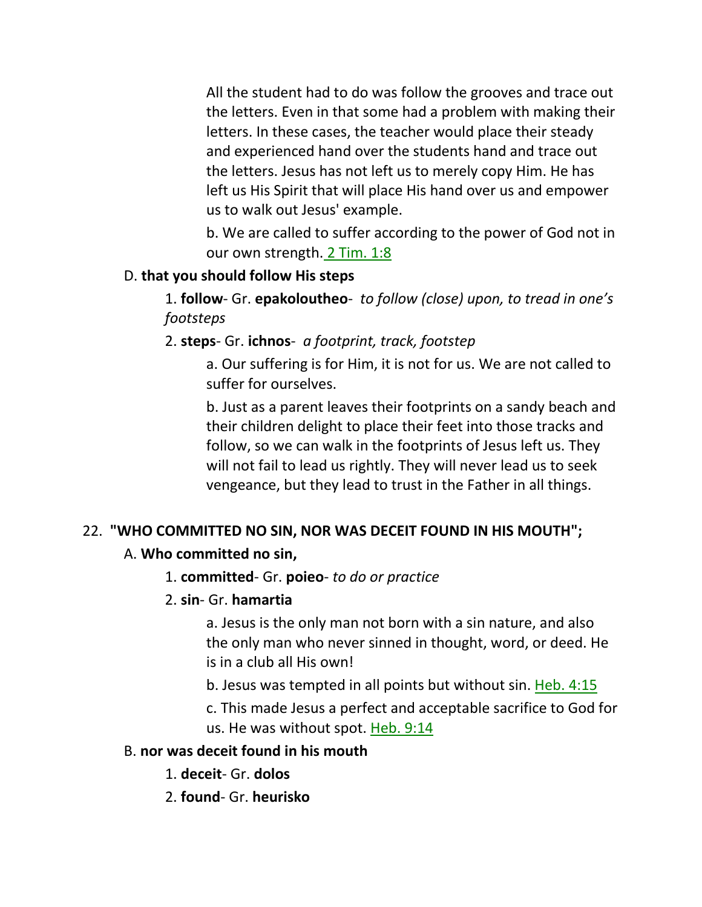All the student had to do was follow the grooves and trace out the letters. Even in that some had a problem with making their letters. In these cases, the teacher would place their steady and experienced hand over the students hand and trace out the letters. Jesus has not left us to merely copy Him. He has left us His Spirit that will place His hand over us and empower us to walk out Jesus' example.

b. We are called to suffer according to the power of God not in our own strength. 2 Tim. 1:8

D. **that you should follow His steps**

1. **follow**- Gr. **epakoloutheo**- *to follow (close) upon, to tread in one's footsteps*

2. **steps**- Gr. **ichnos**- *a footprint, track, footstep*

a. Our suffering is for Him, it is not for us. We are not called to suffer for ourselves.

b. Just as a parent leaves their footprints on a sandy beach and their children delight to place their feet into those tracks and follow, so we can walk in the footprints of Jesus left us. They will not fail to lead us rightly. They will never lead us to seek vengeance, but they lead to trust in the Father in all things.

22. **"WHO COMMITTED NO SIN, NOR WAS DECEIT FOUND IN HIS MOUTH";**

A. **Who committed no sin,**

1. **committed**- Gr. **poieo**- *to do or practice*

2. **sin**- Gr. **hamartia**

a. Jesus is the only man not born with a sin nature, and also the only man who never sinned in thought, word, or deed. He is in a club all His own!

b. Jesus was tempted in all points but without sin. Heb. 4:15

c. This made Jesus a perfect and acceptable sacrifice to God for us. He was without spot. Heb. 9:14

B. **nor was deceit found in his mouth**

1. **deceit**- Gr. **dolos**

2. **found**- Gr. **heurisko**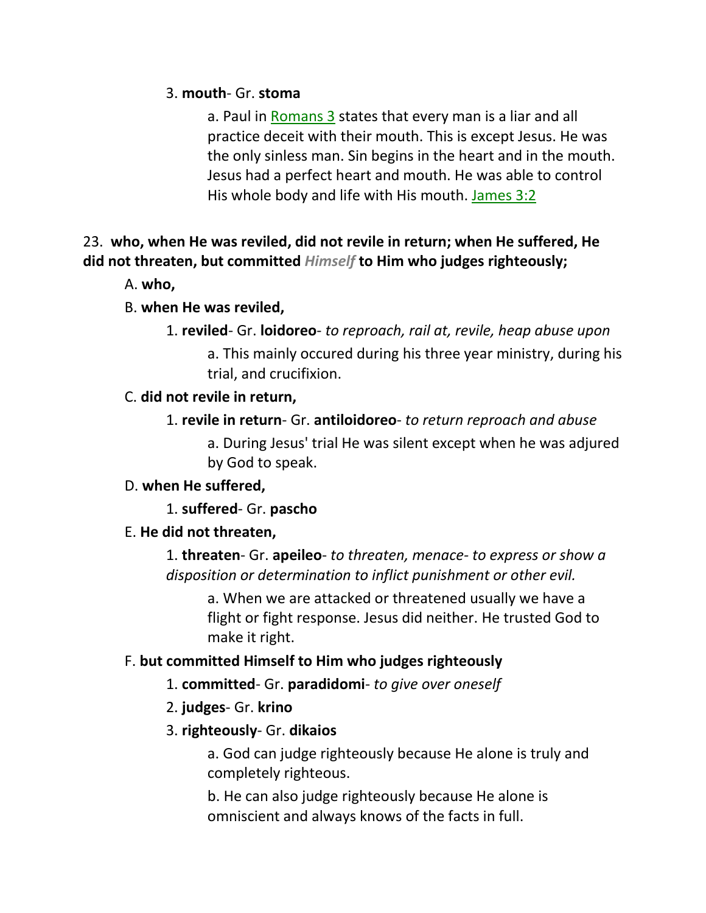3. **mouth**- Gr. **stoma**

a. Paul in Romans 3 states that every man is a liar and all practice deceit with their mouth. This is except Jesus. He was the only sinless man. Sin begins in the heart and in the mouth. Jesus had a perfect heart and mouth. He was able to control His whole body and life with His mouth. James 3:2

23. **who, when He was reviled, did not revile in return; when He suffered, He did not threaten, but committed *Himself* to Him who judges righteously;**

A. **who,**

B. **when He was reviled,**

1. **reviled**- Gr. **loidoreo**- *to reproach, rail at, revile, heap abuse upon*

a. This mainly occured during his three year ministry, during his trial, and crucifixion.

C. **did not revile in return,**

1. **revile in return**- Gr. **antiloidoreo**- *to return reproach and abuse*

a. During Jesus' trial He was silent except when he was adjured by God to speak.

D. **when He suffered,**

1. **suffered**- Gr. **pascho**

E. **He did not threaten,**

1. **threaten**- Gr. **apeileo**- *to threaten, menace- to express or show a disposition or determination to inflict punishment or other evil.*

a. When we are attacked or threatened usually we have a flight or fight response. Jesus did neither. He trusted God to make it right.

F. **but committed Himself to Him who judges righteously**

1. **committed**- Gr. **paradidomi**- *to give over oneself*

2. **judges**- Gr. **krino**

3. **righteously**- Gr. **dikaios**

a. God can judge righteously because He alone is truly and completely righteous.

b. He can also judge righteously because He alone is omniscient and always knows of the facts in full.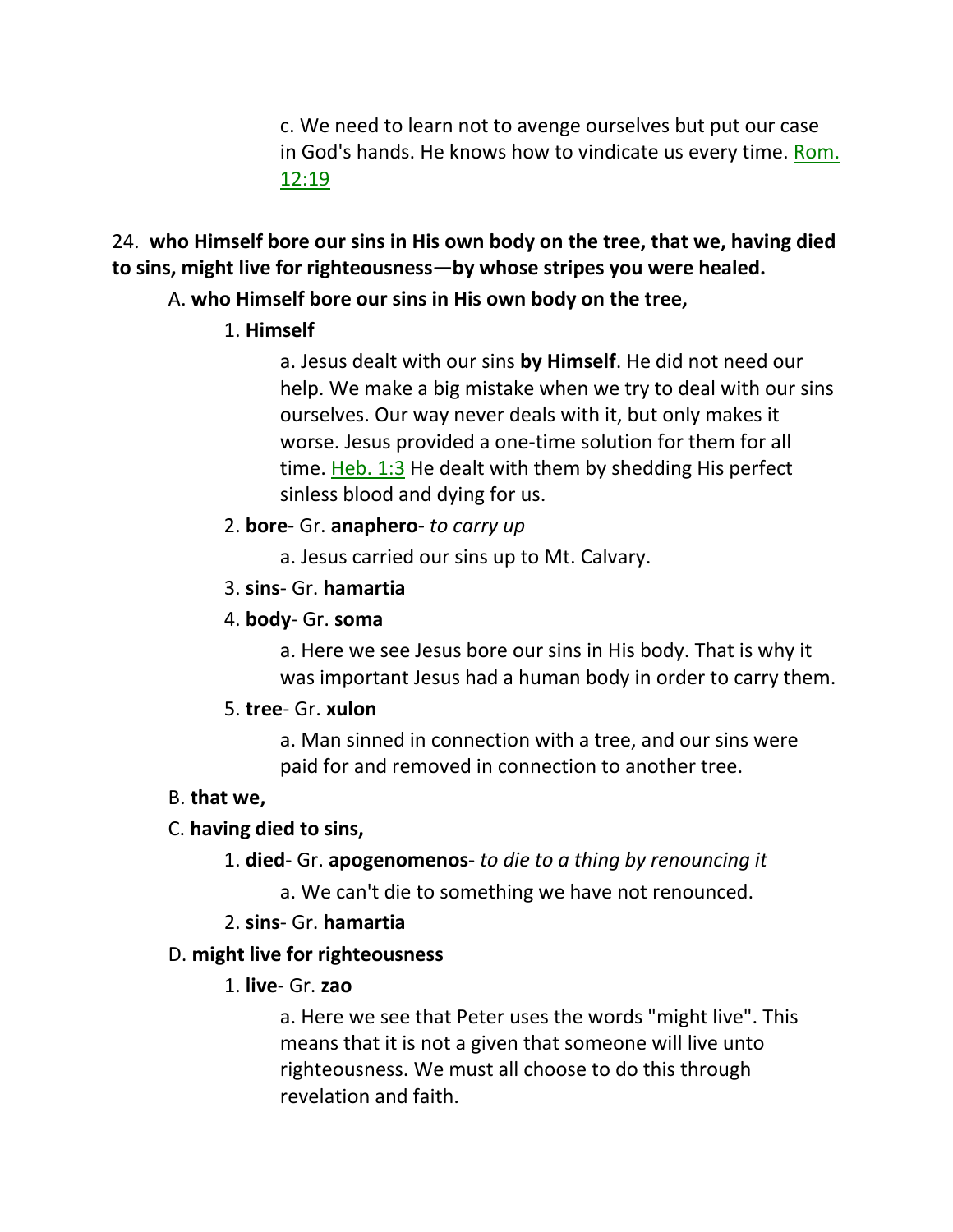c. We need to learn not to avenge ourselves but put our case in God's hands. He knows how to vindicate us every time. Rom. 12:19

24. **who Himself bore our sins in His own body on the tree, that we, having died to sins, might live for righteousness—by whose stripes you were healed.**

A. **who Himself bore our sins in His own body on the tree,**

1. **Himself**

a. Jesus dealt with our sins **by Himself**. He did not need our help. We make a big mistake when we try to deal with our sins ourselves. Our way never deals with it, but only makes it worse. Jesus provided a one-time solution for them for all time. Heb. 1:3 He dealt with them by shedding His perfect sinless blood and dying for us.

2. **bore**- Gr. **anaphero**- *to carry up*

a. Jesus carried our sins up to Mt. Calvary.

3. **sins**- Gr. **hamartia**

4. **body**- Gr. **soma**

a. Here we see Jesus bore our sins in His body. That is why it was important Jesus had a human body in order to carry them.

5. **tree**- Gr. **xulon**

a. Man sinned in connection with a tree, and our sins were paid for and removed in connection to another tree.

B. **that we,**

C. **having died to sins,**

1. **died**- Gr. **apogenomenos**- *to die to a thing by renouncing it*

a. We can't die to something we have not renounced.

2. **sins**- Gr. **hamartia**

D. **might live for righteousness**

1. **live**- Gr. **zao**

a. Here we see that Peter uses the words "might live". This means that it is not a given that someone will live unto righteousness. We must all choose to do this through revelation and faith.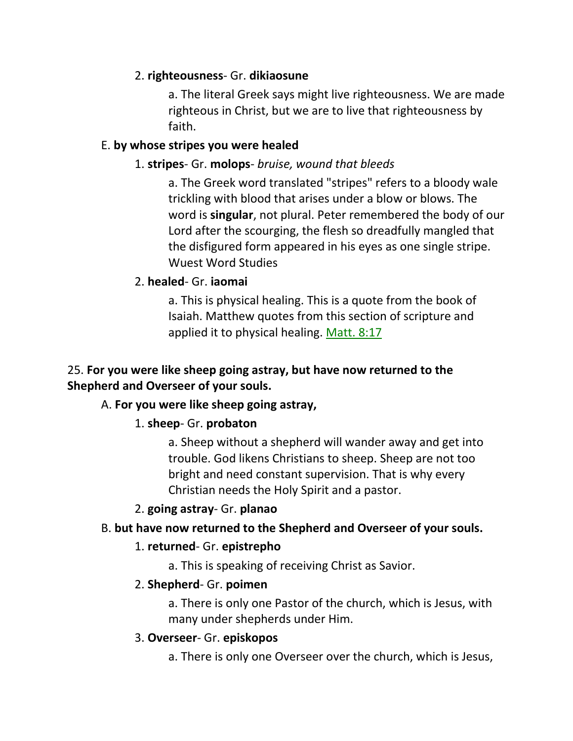2. **righteousness**- Gr. **dikiaosune**

a. The literal Greek says might live righteousness. We are made righteous in Christ, but we are to live that righteousness by faith.

E. **by whose stripes you were healed**

1. **stripes**- Gr. **molops**- *bruise, wound that bleeds*

a. The Greek word translated "stripes" refers to a bloody wale trickling with blood that arises under a blow or blows. The word is **singular**, not plural. Peter remembered the body of our Lord after the scourging, the flesh so dreadfully mangled that the disfigured form appeared in his eyes as one single stripe. Wuest Word Studies

2. **healed**- Gr. **iaomai**

a. This is physical healing. This is a quote from the book of Isaiah. Matthew quotes from this section of scripture and applied it to physical healing. Matt. 8:17

25. **For you were like sheep going astray, but have now returned to the Shepherd and Overseer of your souls.**

A. **For you were like sheep going astray,**

1. **sheep**- Gr. **probaton**

a. Sheep without a shepherd will wander away and get into trouble. God likens Christians to sheep. Sheep are not too bright and need constant supervision. That is why every Christian needs the Holy Spirit and a pastor.

2. **going astray**- Gr. **planao**

B. **but have now returned to the Shepherd and Overseer of your souls.**

1. **returned**- Gr. **epistrepho**

a. This is speaking of receiving Christ as Savior.

2. **Shepherd**- Gr. **poimen**

a. There is only one Pastor of the church, which is Jesus, with many under shepherds under Him.

3. **Overseer**- Gr. **episkopos**

a. There is only one Overseer over the church, which is Jesus,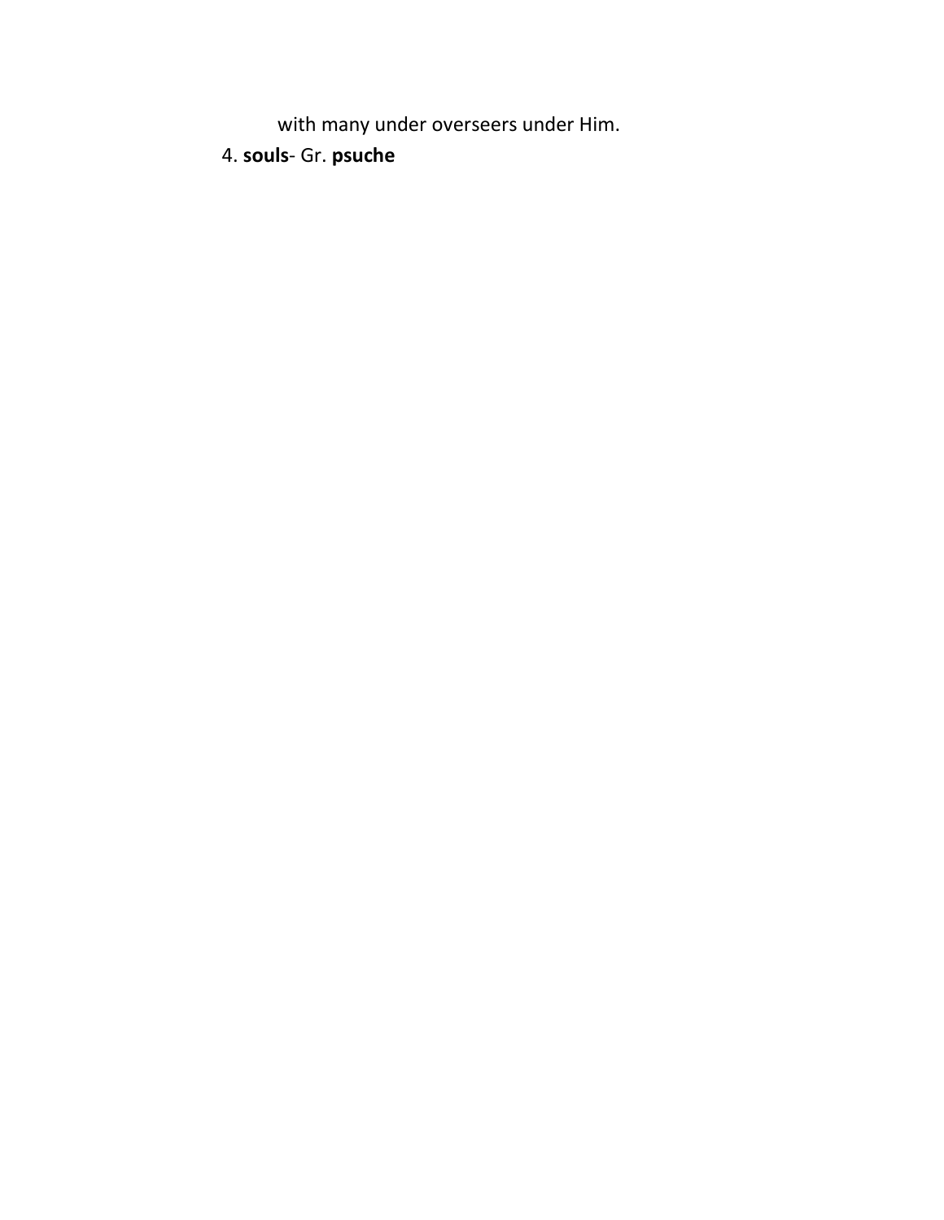with many under overseers under Him.

4. **souls**- Gr. **psuche**